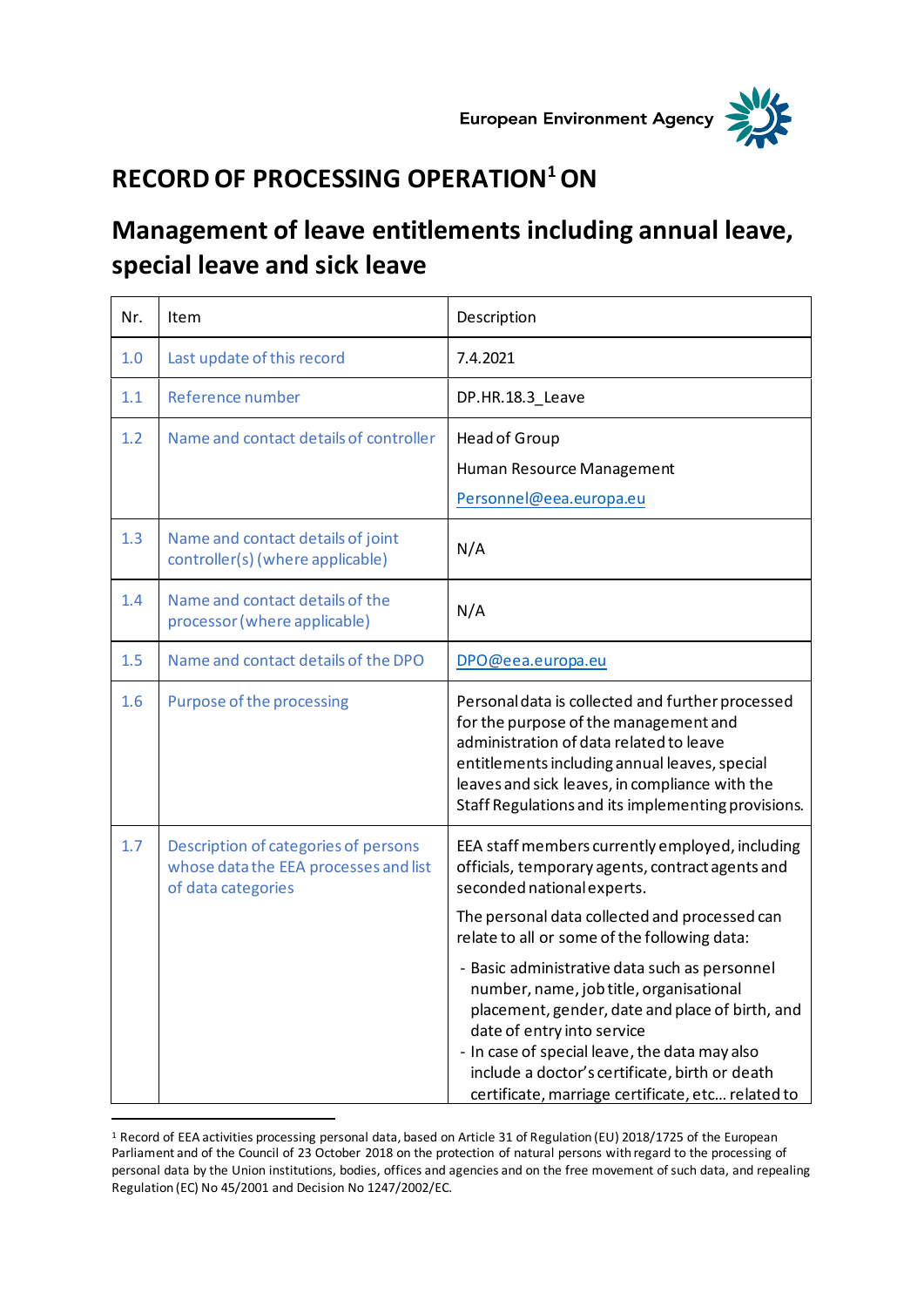European Environment Agency

# RECORD OF PROCESSING OPERATION[1] ON

# Management of leave entitlements including annual leave, special leave and sick leave

| Nr. | Item | Description |
|---|---|---|
| 1.0 | Last update of this record | 7.4.2021 |
| 1.1 | Reference number | DP.HR.18.3_Leave |
| 1.2 | Name and contact details of controller | Head of Group<br>Human Resource Management<br>Personnel@eea.europa.eu |
| 1.3 | Name and contact details of joint controller(s) (where applicable) | N/A |
| 1.4 | Name and contact details of the processor (where applicable) | N/A |
| 1.5 | Name and contact details of the DPO | DPO@eea.europa.eu |
| 1.6 | Purpose of the processing | Personal data is collected and further processed for the purpose of the management and administration of data related to leave entitlements including annual leaves, special leaves and sick leaves, in compliance with the Staff Regulations and its implementing provisions. |
| 1.7 | Description of categories of persons whose data the EEA processes and list of data categories | EEA staff members currently employed, including officials, temporary agents, contract agents and seconded national experts.<br>The personal data collected and processed can relate to all or some of the following data:<br>- Basic administrative data such as personnel number, name, job title, organisational placement, gender, date and place of birth, and date of entry into service<br>- In case of special leave, the data may also include a doctor's certificate, birth or death certificate, marriage certificate, etc... related to |

[1] Record of EEA activities processing personal data, based on Article 31 of Regulation (EU) 2018/1725 of the European Parliament and of the Council of 23 October 2018 on the protection of natural persons with regard to the processing of personal data by the Union institutions, bodies, offices and agencies and on the free movement of such data, and repealing Regulation (EC) No 45/2001 and Decision No 1247/2002/EC.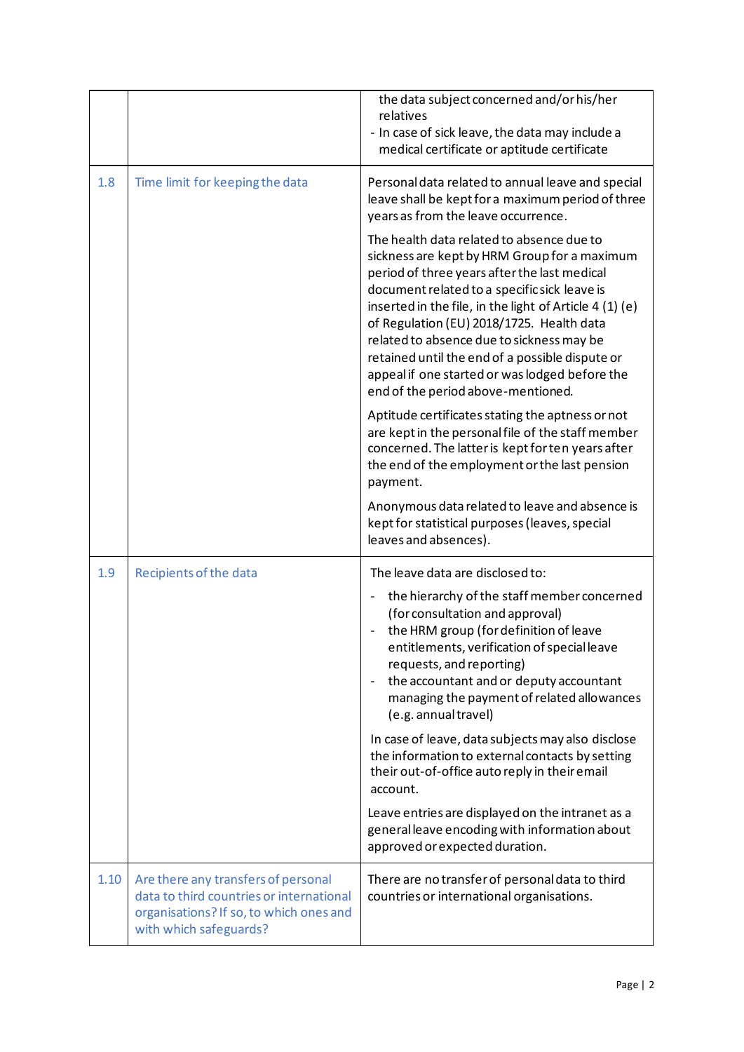| | | |
|---|---|---|
| | | the data subject concerned and/or his/her relatives<br>- In case of sick leave, the data may include a medical certificate or aptitude certificate |
| 1.8 | Time limit for keeping the data | Personal data related to annual leave and special leave shall be kept for a maximum period of three years as from the leave occurrence.<br><br>The health data related to absence due to sickness are kept by HRM Group for a maximum period of three years after the last medical document related to a specific sick leave is inserted in the file, in the light of Article 4 (1) (e) of Regulation (EU) 2018/1725. Health data related to absence due to sickness may be retained until the end of a possible dispute or appeal if one started or was lodged before the end of the period above-mentioned.<br><br>Aptitude certificates stating the aptness or not are kept in the personal file of the staff member concerned. The latter is kept for ten years after the end of the employment or the last pension payment.<br><br>Anonymous data related to leave and absence is kept for statistical purposes (leaves, special leaves and absences). |
| 1.9 | Recipients of the data | The leave data are disclosed to:<br>- the hierarchy of the staff member concerned (for consultation and approval)<br>- the HRM group (for definition of leave entitlements, verification of special leave requests, and reporting)<br>- the accountant and or deputy accountant managing the payment of related allowances (e.g. annual travel)<br><br>In case of leave, data subjects may also disclose the information to external contacts by setting their out-of-office auto reply in their email account.<br><br>Leave entries are displayed on the intranet as a general leave encoding with information about approved or expected duration. |
| 1.10 | Are there any transfers of personal data to third countries or international organisations? If so, to which ones and with which safeguards? | There are no transfer of personal data to third countries or international organisations. |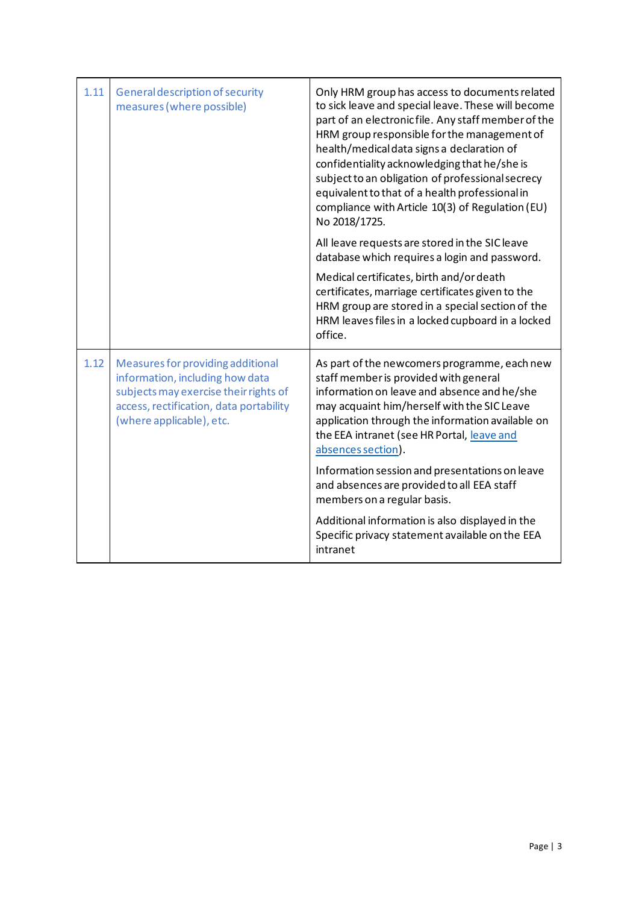| | | |
|---|---|---|
| 1.11 | General description of security measures (where possible) | Only HRM group has access to documents related to sick leave and special leave. These will become part of an electronic file. Any staff member of the HRM group responsible for the management of health/medical data signs a declaration of confidentiality acknowledging that he/she is subject to an obligation of professional secrecy equivalent to that of a health professional in compliance with Article 10(3) of Regulation (EU) No 2018/1725.<br><br>All leave requests are stored in the SIC leave database which requires a login and password.<br><br>Medical certificates, birth and/or death certificates, marriage certificates given to the HRM group are stored in a special section of the HRM leaves files in a locked cupboard in a locked office. |
| 1.12 | Measures for providing additional information, including how data subjects may exercise their rights of access, rectification, data portability (where applicable), etc. | As part of the newcomers programme, each new staff member is provided with general information on leave and absence and he/she may acquaint him/herself with the SIC Leave application through the information available on the EEA intranet (see HR Portal, leave and absences section).<br><br>Information session and presentations on leave and absences are provided to all EEA staff members on a regular basis.<br><br>Additional information is also displayed in the Specific privacy statement available on the EEA intranet |